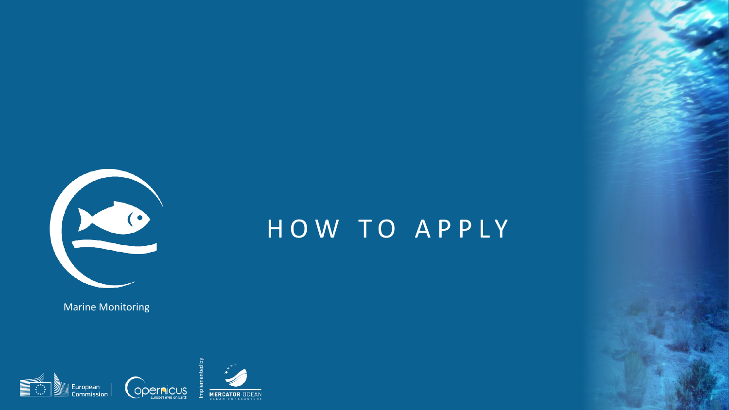# HOW TO APPLY

Marine Monitoring

European Commission

Copernicus Europe's eyes on Earth

Implemented by

MERCATOR OCEAN OCEAN FORECASTERS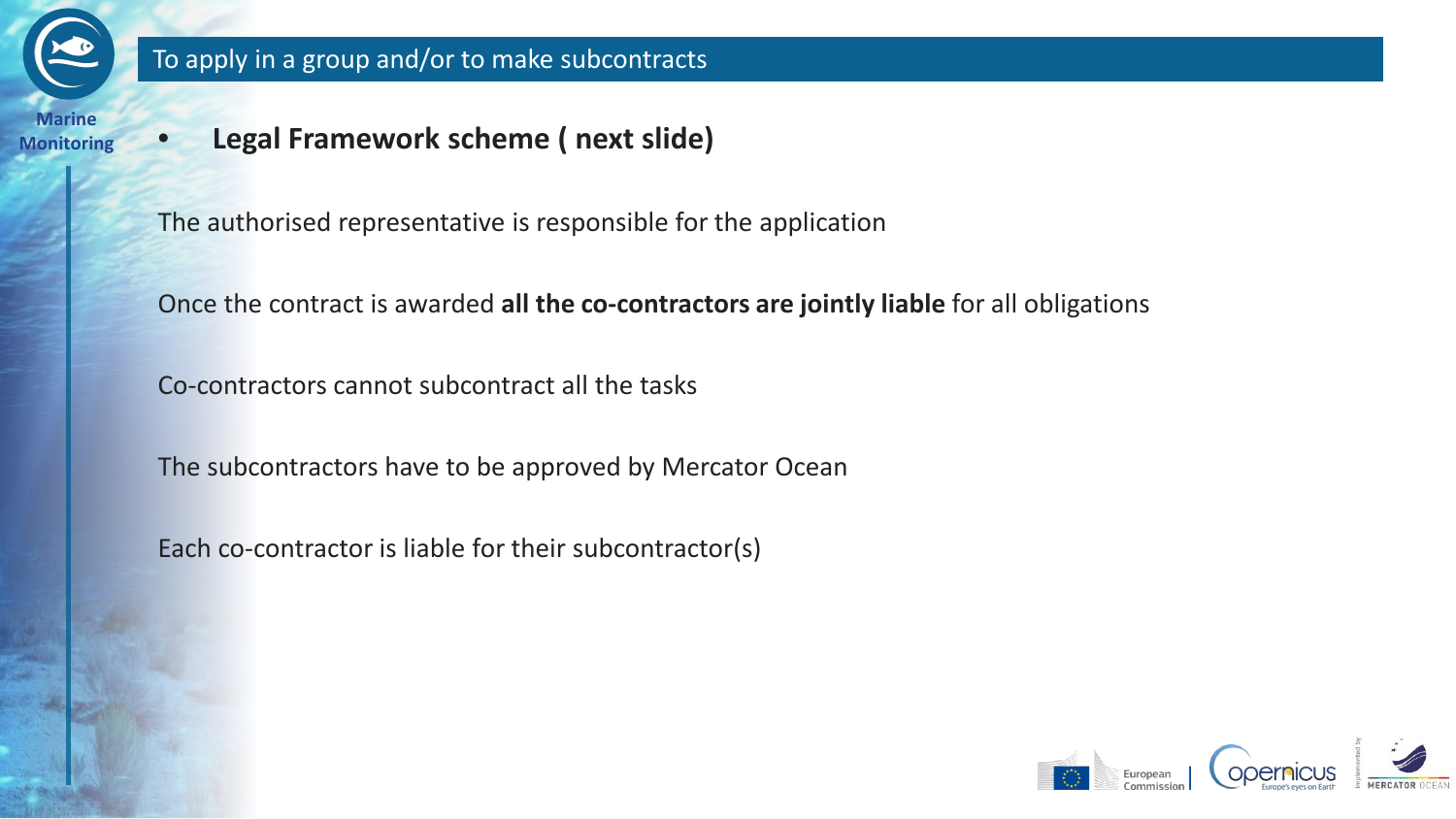# To apply in a group and/or to make subcontracts

- **Legal Framework scheme ( next slide)**

The authorised representative is responsible for the application

Once the contract is awarded **all the co-contractors are jointly liable** for all obligations

Co-contractors cannot subcontract all the tasks

The subcontractors have to be approved by Mercator Ocean

Each co-contractor is liable for their subcontractor(s)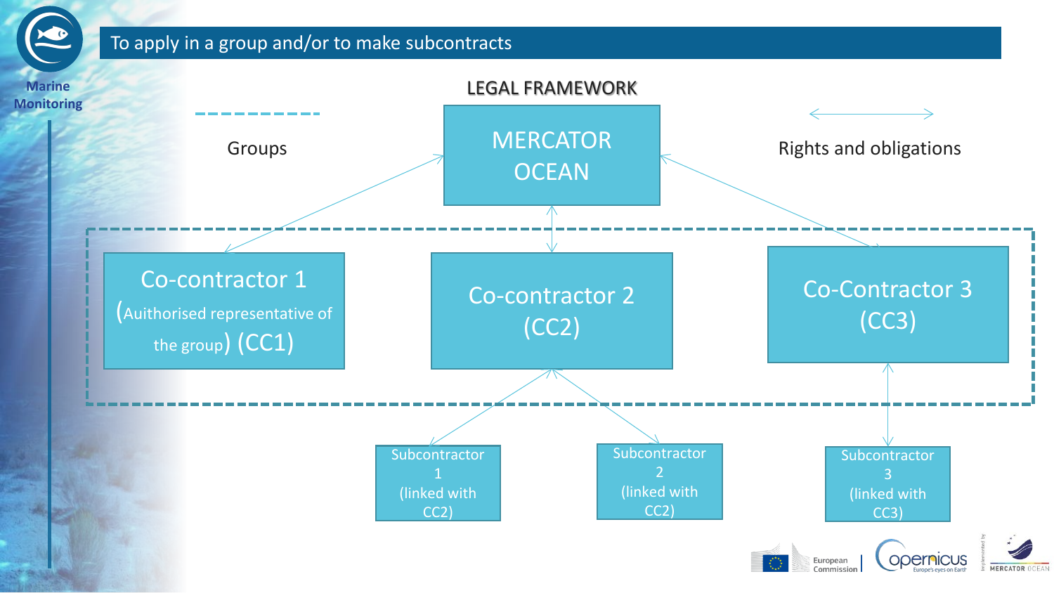# To apply in a group and/or to make subcontracts

LEGAL FRAMEWORK

Groups

Rights and obligations

MERCATOR OCEAN

Co-contractor 1 (Auithorised representative of the group) (CC1)

Co-contractor 2 (CC2)

Co-Contractor 3 (CC3)

Subcontractor 1 (linked with CC2)

Subcontractor 2 (linked with CC2)

Subcontractor 3 (linked with CC3)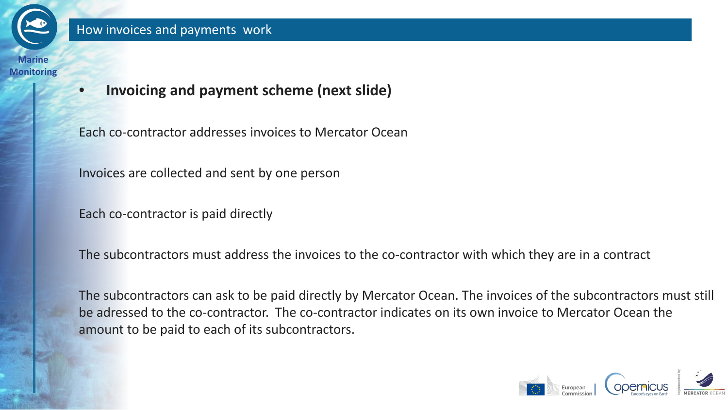## How invoices and payments work

- **Invoicing and payment scheme (next slide)**

Each co-contractor addresses invoices to Mercator Ocean

Invoices are collected and sent by one person

Each co-contractor is paid directly

The subcontractors must address the invoices to the co-contractor with which they are in a contract

The subcontractors can ask to be paid directly by Mercator Ocean. The invoices of the subcontractors must still be adressed to the co-contractor. The co-contractor indicates on its own invoice to Mercator Ocean the amount to be paid to each of its subcontractors.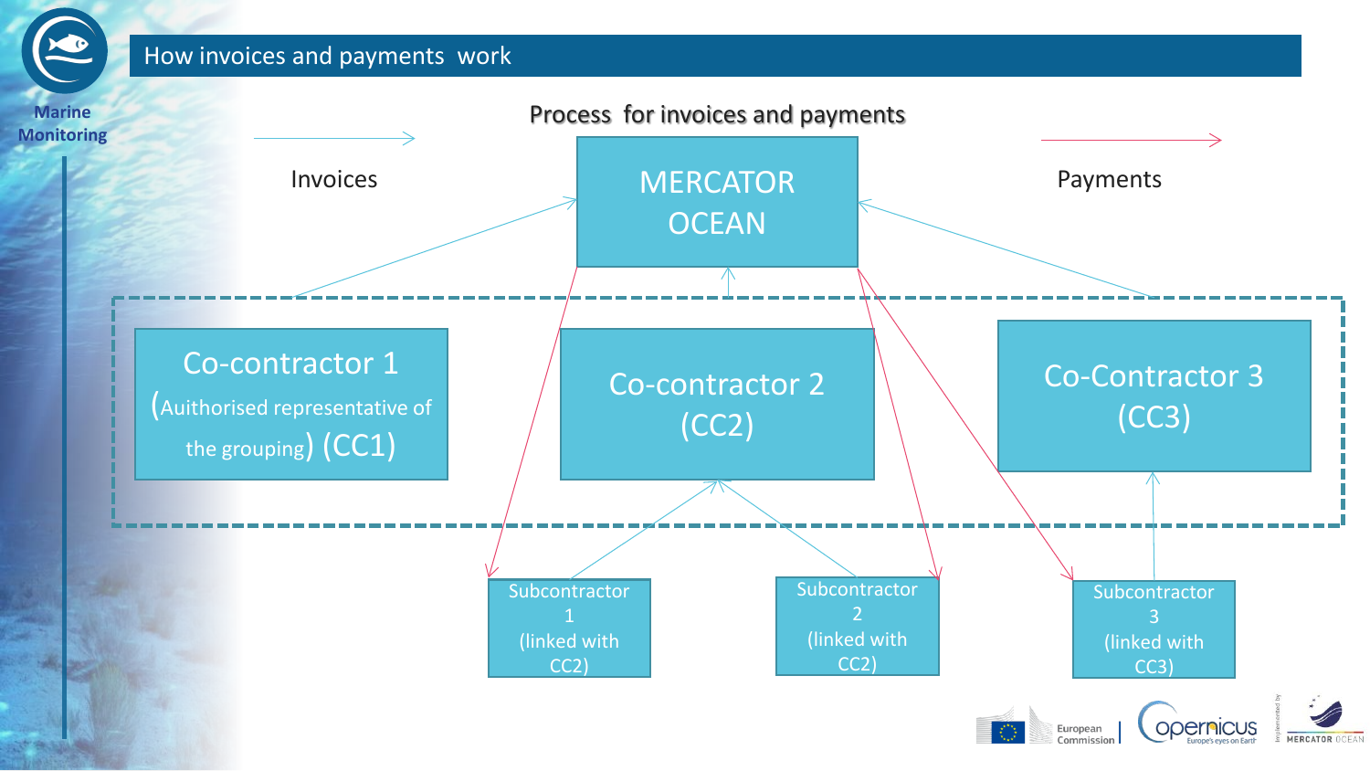## How invoices and payments work

### Process for invoices and payments

Invoices → | Payments →

**MERCATOR OCEAN**

Co-contractor 1 (Auithorised representative of the grouping) (CC1)

Co-contractor 2 (CC2)

Co-Contractor 3 (CC3)

Subcontractor 1 (linked with CC2)

Subcontractor 2 (linked with CC2)

Subcontractor 3 (linked with CC3)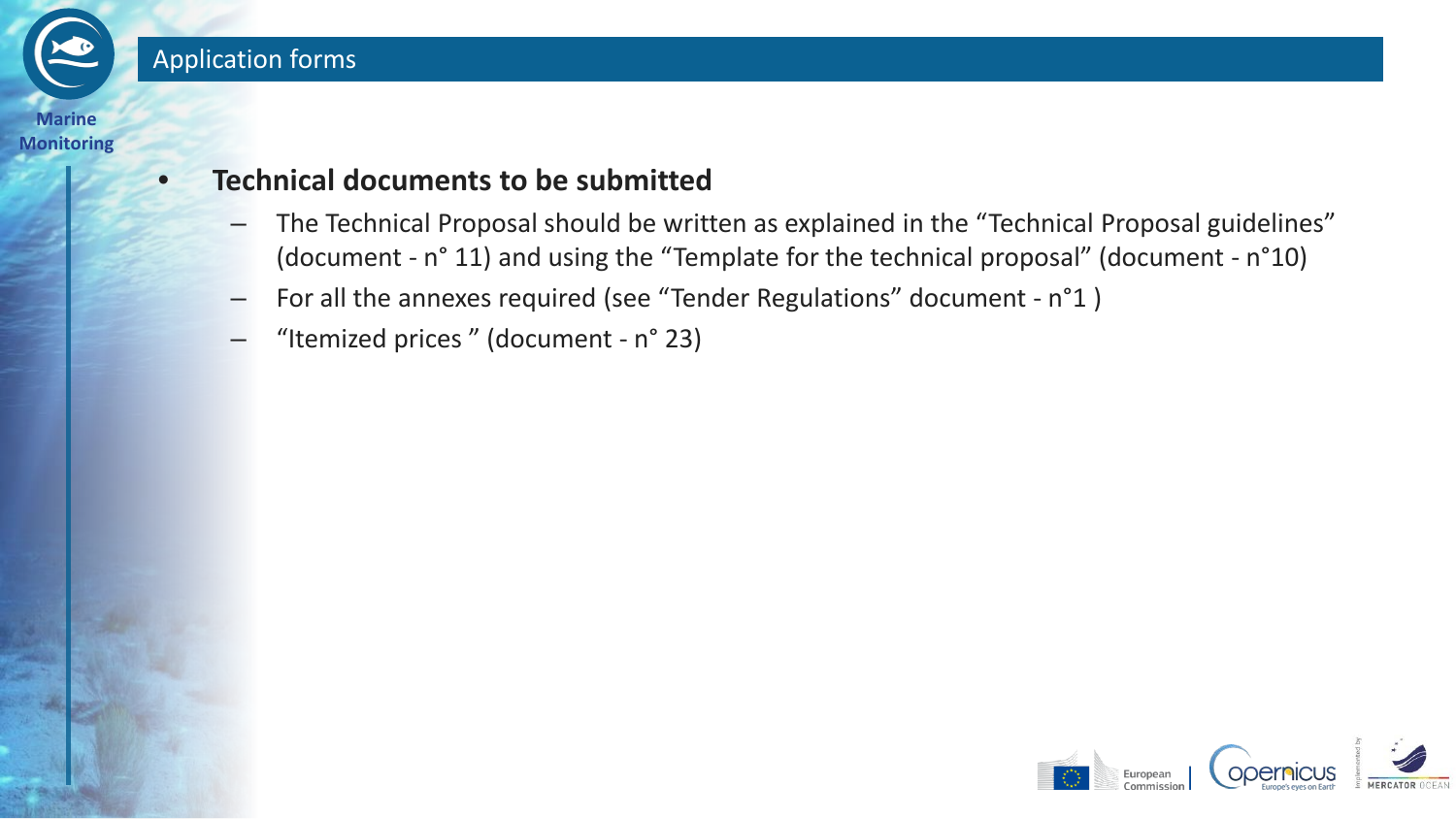## Application forms

- **Technical documents to be submitted**
  - The Technical Proposal should be written as explained in the “Technical Proposal guidelines” (document - n° 11) and using the “Template for the technical proposal” (document - n°10)
  - For all the annexes required (see “Tender Regulations” document - n°1 )
  - “Itemized prices ” (document - n° 23)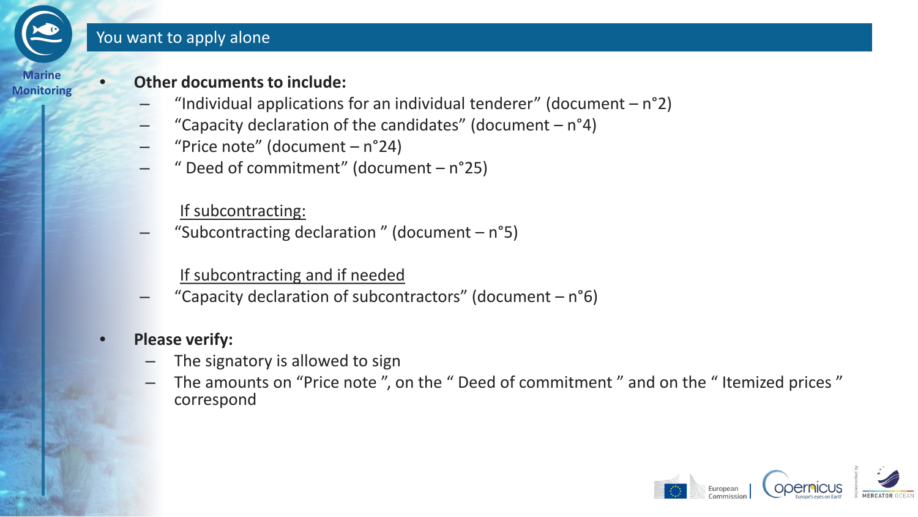## You want to apply alone

- **Other documents to include:**
  - “Individual applications for an individual tenderer” (document – n°2)
  - “Capacity declaration of the candidates” (document – n°4)
  - “Price note” (document – n°24)
  - “ Deed of commitment” (document – n°25)

  <u>If subcontracting:</u>

  - “Subcontracting declaration ” (document – n°5)

  <u>If subcontracting and if needed</u>

  - “Capacity declaration of subcontractors” (document – n°6)

- **Please verify:**
  - The signatory is allowed to sign
  - The amounts on “Price note ”, on the “ Deed of commitment ” and on the “ Itemized prices ” correspond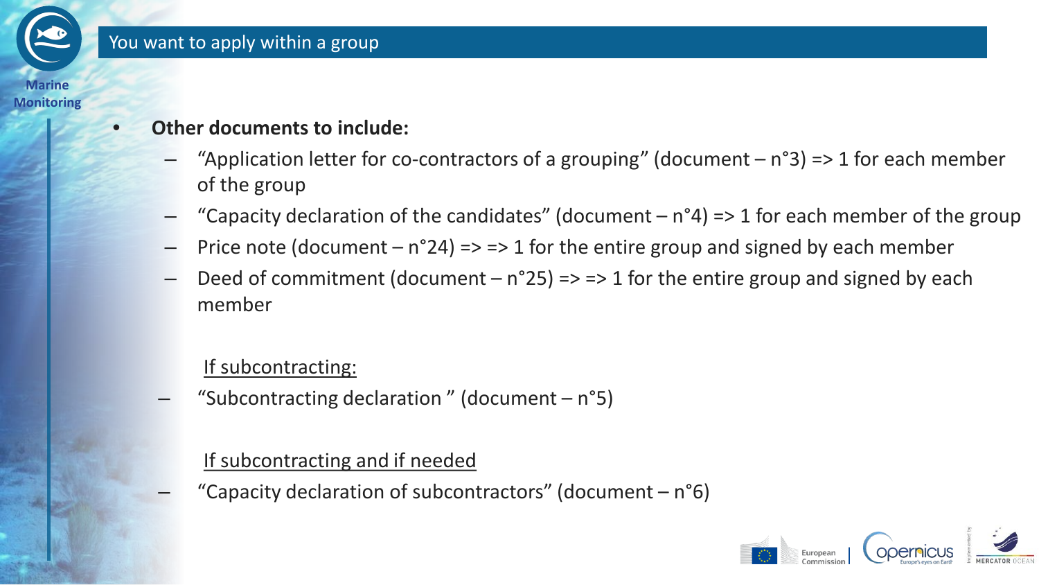## You want to apply within a group

- **Other documents to include:**
  - “Application letter for co-contractors of a grouping” (document – n°3) => 1 for each member of the group
  - “Capacity declaration of the candidates” (document – n°4) => 1 for each member of the group
  - Price note (document – n°24) => => 1 for the entire group and signed by each member
  - Deed of commitment (document – n°25) => => 1 for the entire group and signed by each member

  <u>If subcontracting:</u>

  - “Subcontracting declaration ” (document – n°5)

  <u>If subcontracting and if needed</u>

  - “Capacity declaration of subcontractors” (document – n°6)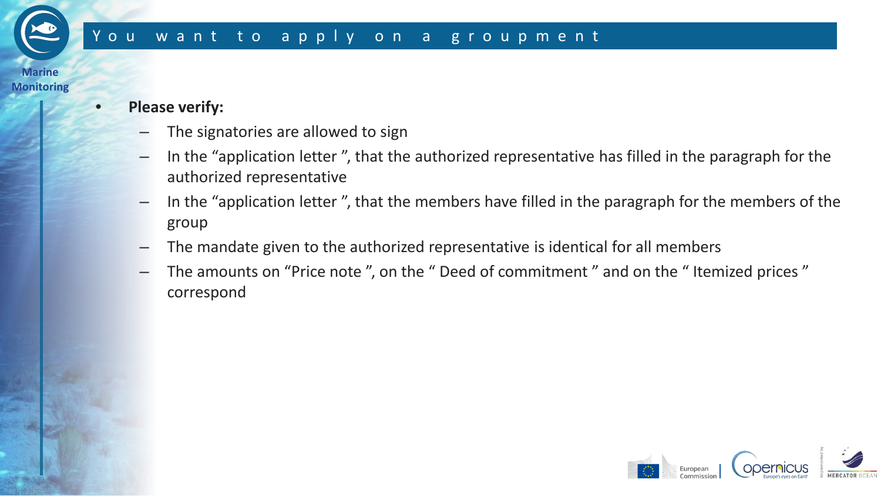# You want to apply on a groupment

- **Please verify:**
  - The signatories are allowed to sign
  - In the "application letter", that the authorized representative has filled in the paragraph for the authorized representative
  - In the "application letter", that the members have filled in the paragraph for the members of the group
  - The mandate given to the authorized representative is identical for all members
  - The amounts on "Price note", on the "Deed of commitment" and on the "Itemized prices" correspond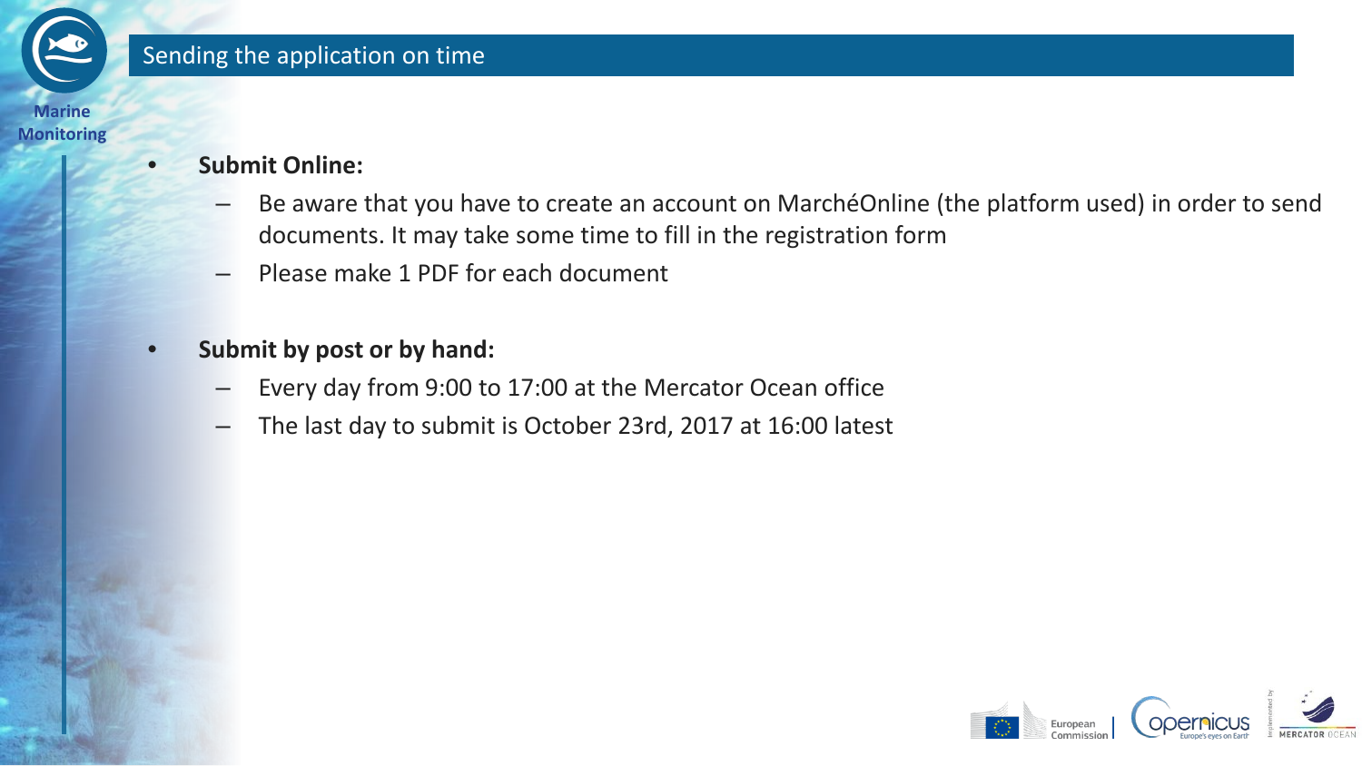## Sending the application on time

- **Submit Online:**
  - Be aware that you have to create an account on MarchéOnline (the platform used) in order to send documents. It may take some time to fill in the registration form
  - Please make 1 PDF for each document

- **Submit by post or by hand:**
  - Every day from 9:00 to 17:00 at the Mercator Ocean office
  - The last day to submit is October 23rd, 2017 at 16:00 latest